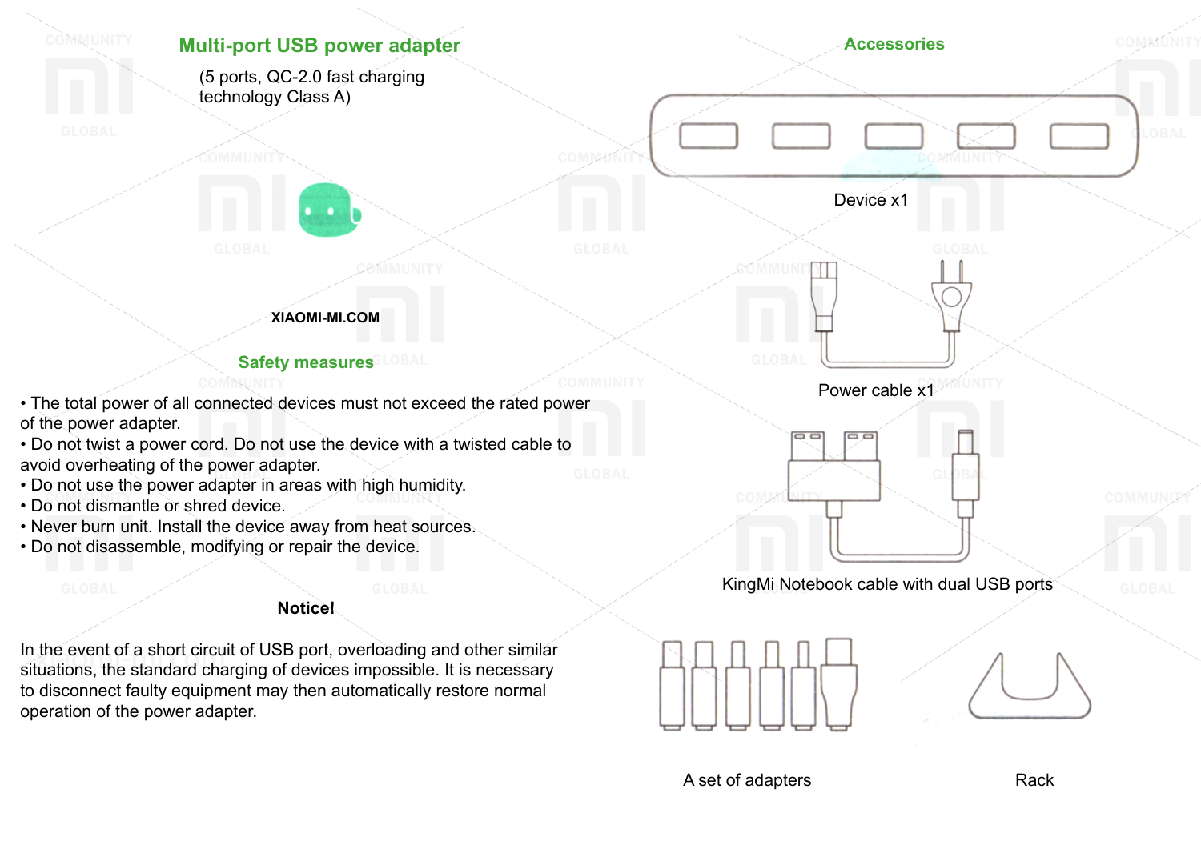## Multi-port USB power adapter

(5 ports, QC-2.0 fast charging technology Class A)

XIAOMI-MI.COM

## Safety measures

- The total power of all connected devices must not exceed the rated power of the power adapter.
- Do not twist a power cord. Do not use the device with a twisted cable to avoid overheating of the power adapter.
- Do not use the power adapter in areas with high humidity.
- Do not dismantle or shred device.
- Never burn unit. Install the device away from heat sources.
- Do not disassemble, modifying or repair the device.

**Notice!**

In the event of a short circuit of USB port, overloading and other similar situations, the standard charging of devices impossible. It is necessary to disconnect faulty equipment may then automatically restore normal operation of the power adapter.

## Accessories

Device x1

Power cable x1

KingMi Notebook cable with dual USB ports

A set of adapters

Rack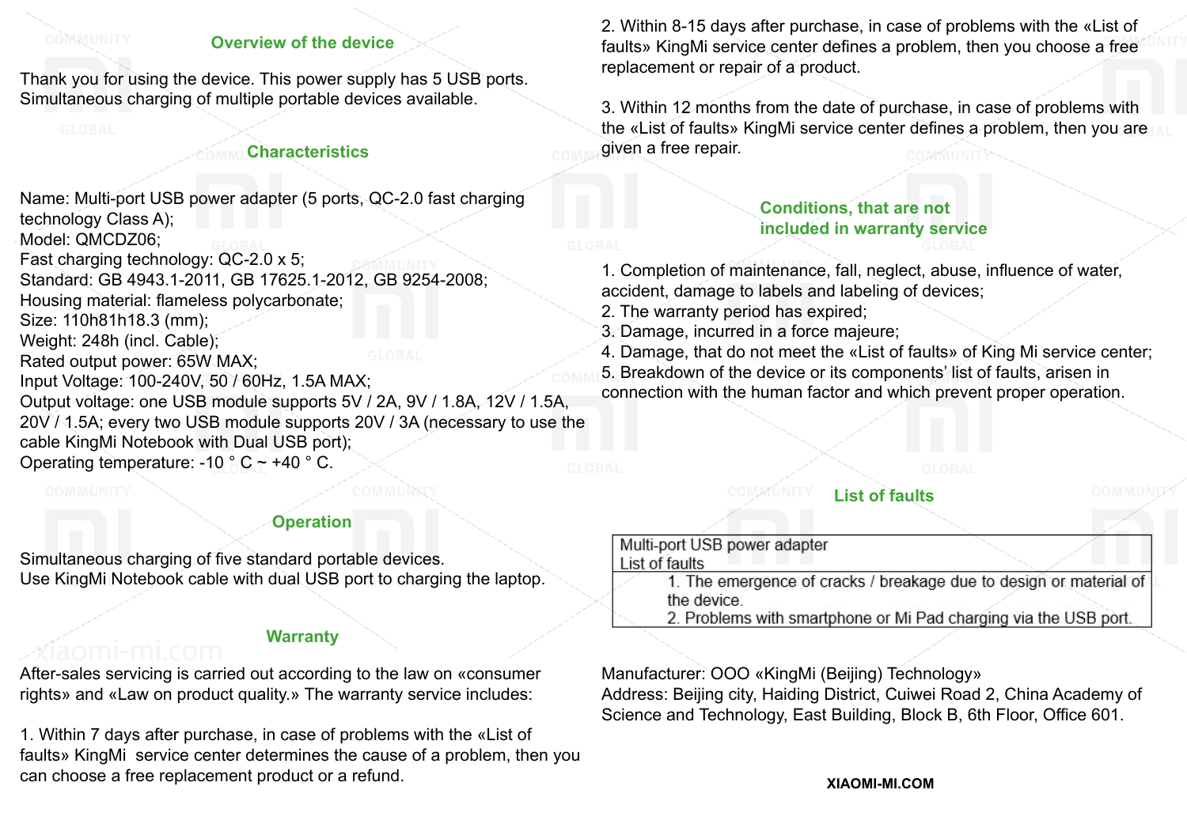## Overview of the device

Thank you for using the device. This power supply has 5 USB ports.
Simultaneous charging of multiple portable devices available.

## Characteristics

Name: Multi-port USB power adapter (5 ports, QC-2.0 fast charging technology Class A);
Model: QMCDZ06;
Fast charging technology: QC-2.0 x 5;
Standard: GB 4943.1-2011, GB 17625.1-2012, GB 9254-2008;
Housing material: flameless polycarbonate;
Size: 110h81h18.3 (mm);
Weight: 248h (incl. Cable);
Rated output power: 65W MAX;
Input Voltage: 100-240V, 50 / 60Hz, 1.5A MAX;
Output voltage: one USB module supports 5V / 2A, 9V / 1.8A, 12V / 1.5A, 20V / 1.5A; every two USB module supports 20V / 3A (necessary to use the cable KingMi Notebook with Dual USB port);
Operating temperature: -10 ° C ~ +40 ° C.

## Operation

Simultaneous charging of five standard portable devices.
Use KingMi Notebook cable with dual USB port to charging the laptop.

## Warranty

After-sales servicing is carried out according to the law on «consumer rights» and «Law on product quality.» The warranty service includes:

1. Within 7 days after purchase, in case of problems with the «List of faults» KingMi service center determines the cause of a problem, then you can choose a free replacement product or a refund.

2. Within 8-15 days after purchase, in case of problems with the «List of faults» KingMi service center defines a problem, then you choose a free replacement or repair of a product.

3. Within 12 months from the date of purchase, in case of problems with the «List of faults» KingMi service center defines a problem, then you are given a free repair.

## Conditions, that are not included in warranty service

1. Completion of maintenance, fall, neglect, abuse, influence of water, accident, damage to labels and labeling of devices;
2. The warranty period has expired;
3. Damage, incurred in a force majeure;
4. Damage, that do not meet the «List of faults» of King Mi service center;
5. Breakdown of the device or its components' list of faults, arisen in connection with the human factor and which prevent proper operation.

## List of faults

| Multi-port USB power adapter<br>List of faults |
| --- |
| 1. The emergence of cracks / breakage due to design or material of the device.<br>2. Problems with smartphone or Mi Pad charging via the USB port. |

Manufacturer: OOO «KingMi (Beijing) Technology»
Address: Beijing city, Haiding District, Cuiwei Road 2, China Academy of Science and Technology, East Building, Block B, 6th Floor, Office 601.

**XIAOMI-MI.COM**